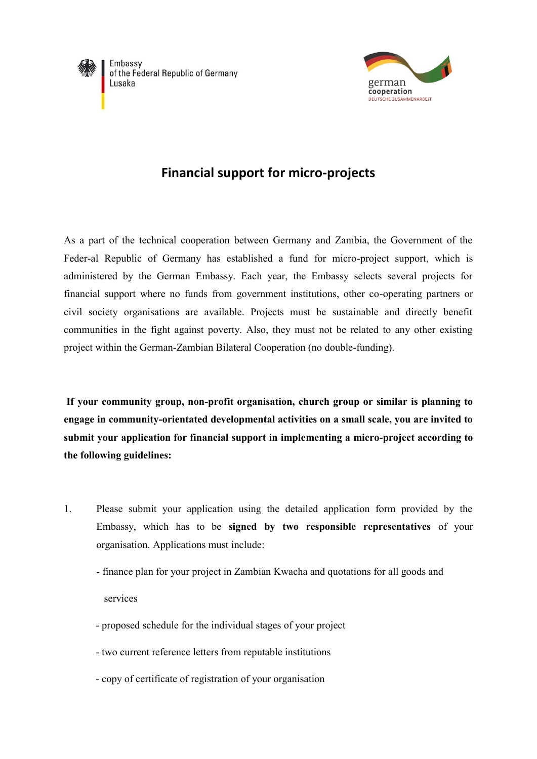Embassy
of the Federal Republic of Germany
Lusaka

german
cooperation
DEUTSCHE ZUSAMMENARBEIT

# Financial support for micro-projects

As a part of the technical cooperation between Germany and Zambia, the Government of the Feder-al Republic of Germany has established a fund for micro-project support, which is administered by the German Embassy. Each year, the Embassy selects several projects for financial support where no funds from government institutions, other co-operating partners or civil society organisations are available. Projects must be sustainable and directly benefit communities in the fight against poverty. Also, they must not be related to any other existing project within the German-Zambian Bilateral Cooperation (no double-funding).

**If your community group, non-profit organisation, church group or similar is planning to engage in community-orientated developmental activities on a small scale, you are invited to submit your application for financial support in implementing a micro-project according to the following guidelines:**

1. Please submit your application using the detailed application form provided by the Embassy, which has to be **signed by two responsible representatives** of your organisation. Applications must include:

   - finance plan for your project in Zambian Kwacha and quotations for all goods and services
   - proposed schedule for the individual stages of your project
   - two current reference letters from reputable institutions
   - copy of certificate of registration of your organisation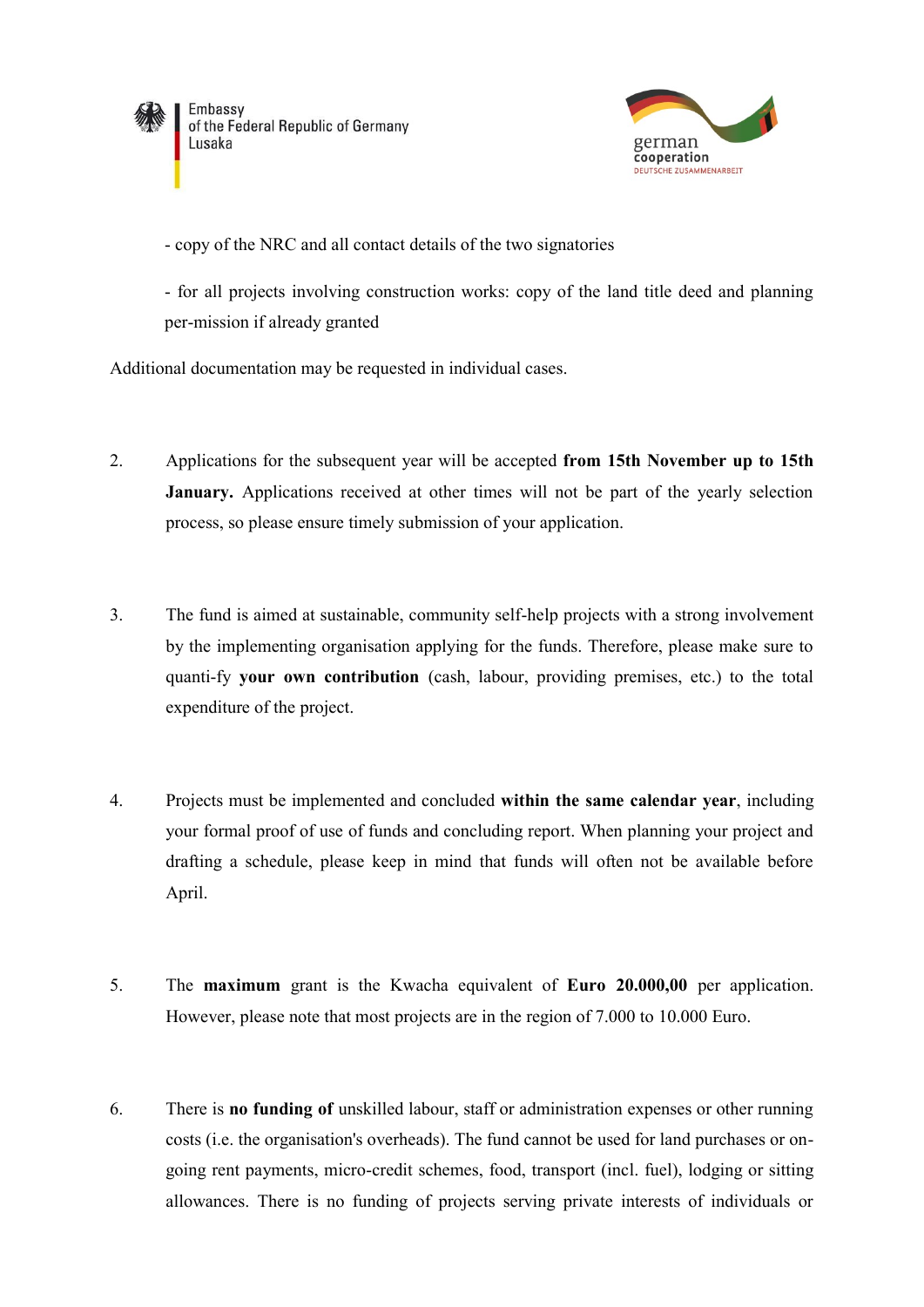- copy of the NRC and all contact details of the two signatories

- for all projects involving construction works: copy of the land title deed and planning per-mission if already granted

Additional documentation may be requested in individual cases.

2. Applications for the subsequent year will be accepted **from 15th November up to 15th January.** Applications received at other times will not be part of the yearly selection process, so please ensure timely submission of your application.

3. The fund is aimed at sustainable, community self-help projects with a strong involvement by the implementing organisation applying for the funds. Therefore, please make sure to quanti-fy **your own contribution** (cash, labour, providing premises, etc.) to the total expenditure of the project.

4. Projects must be implemented and concluded **within the same calendar year**, including your formal proof of use of funds and concluding report. When planning your project and drafting a schedule, please keep in mind that funds will often not be available before April.

5. The **maximum** grant is the Kwacha equivalent of **Euro 20.000,00** per application. However, please note that most projects are in the region of 7.000 to 10.000 Euro.

6. There is **no funding of** unskilled labour, staff or administration expenses or other running costs (i.e. the organisation's overheads). The fund cannot be used for land purchases or on-going rent payments, micro-credit schemes, food, transport (incl. fuel), lodging or sitting allowances. There is no funding of projects serving private interests of individuals or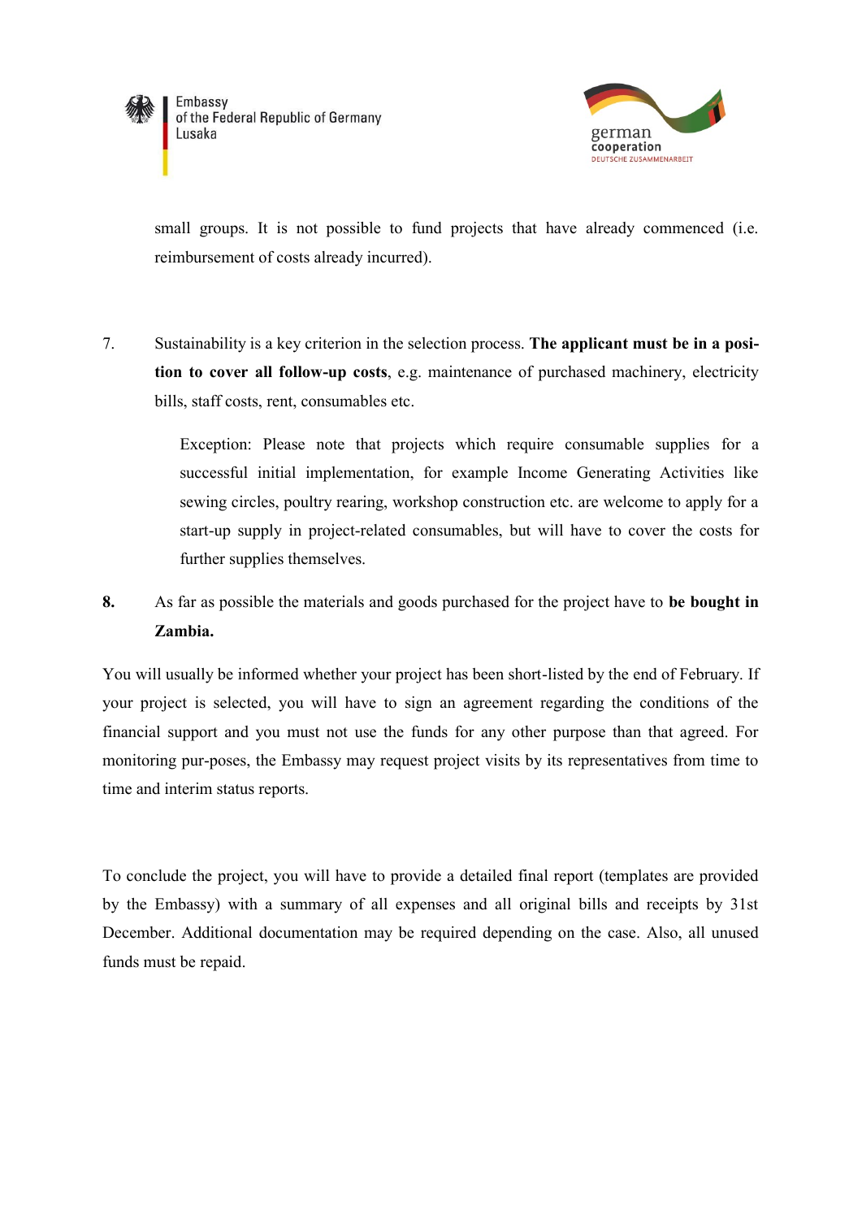small groups. It is not possible to fund projects that have already commenced (i.e. reimbursement of costs already incurred).

7. Sustainability is a key criterion in the selection process. **The applicant must be in a position to cover all follow-up costs**, e.g. maintenance of purchased machinery, electricity bills, staff costs, rent, consumables etc.

   Exception: Please note that projects which require consumable supplies for a successful initial implementation, for example Income Generating Activities like sewing circles, poultry rearing, workshop construction etc. are welcome to apply for a start-up supply in project-related consumables, but will have to cover the costs for further supplies themselves.

**8.** As far as possible the materials and goods purchased for the project have to **be bought in Zambia.**

You will usually be informed whether your project has been short-listed by the end of February. If your project is selected, you will have to sign an agreement regarding the conditions of the financial support and you must not use the funds for any other purpose than that agreed. For monitoring pur-poses, the Embassy may request project visits by its representatives from time to time and interim status reports.

To conclude the project, you will have to provide a detailed final report (templates are provided by the Embassy) with a summary of all expenses and all original bills and receipts by 31st December. Additional documentation may be required depending on the case. Also, all unused funds must be repaid.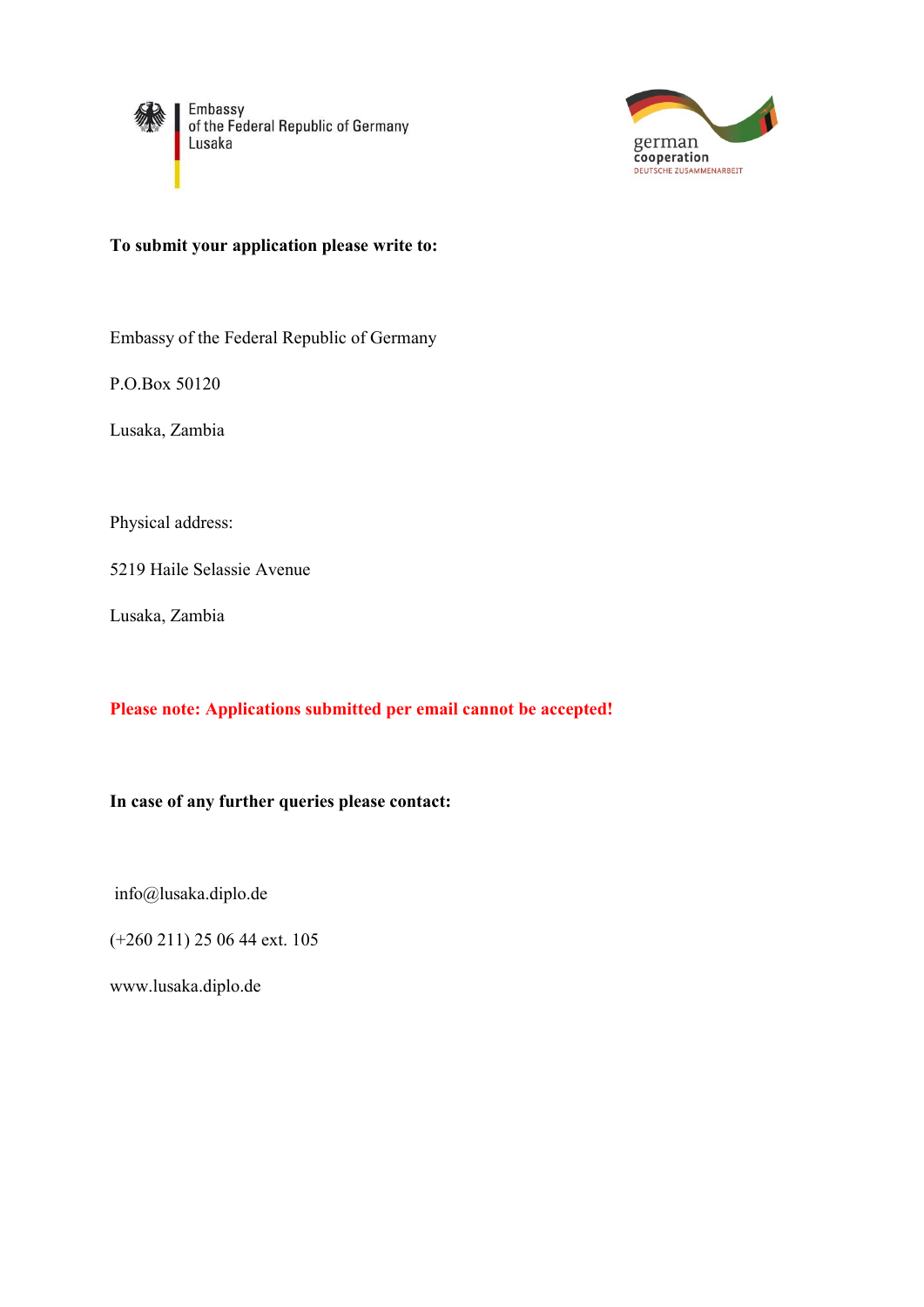Embassy
of the Federal Republic of Germany
Lusaka

german
cooperation
DEUTSCHE ZUSAMMENARBEIT

**To submit your application please write to:**

Embassy of the Federal Republic of Germany

P.O.Box 50120

Lusaka, Zambia

Physical address:

5219 Haile Selassie Avenue

Lusaka, Zambia

**Please note: Applications submitted per email cannot be accepted!**

**In case of any further queries please contact:**

info@lusaka.diplo.de

(+260 211) 25 06 44 ext. 105

www.lusaka.diplo.de